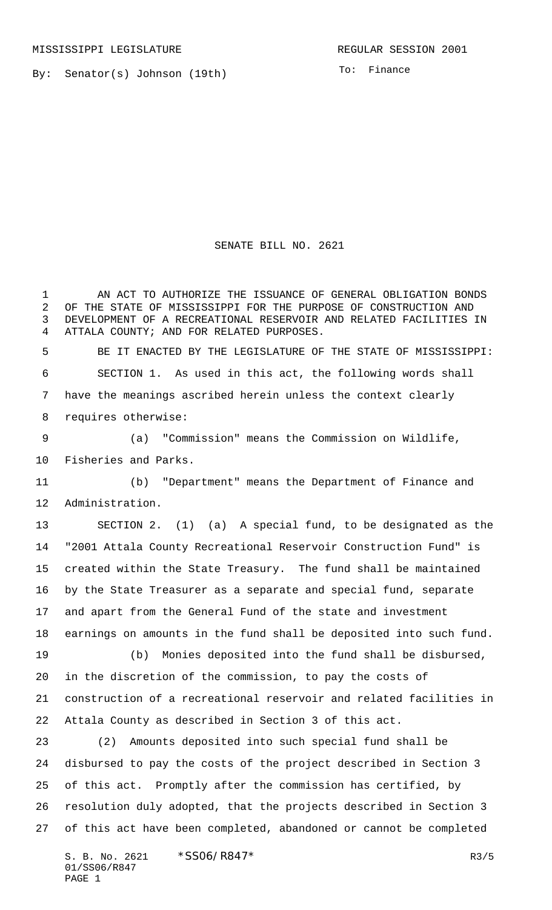MISSISSIPPI LEGISLATURE REGULAR SESSION 2001

By: Senator(s) Johnson (19th)

To: Finance

# SENATE BILL NO. 2621

AN ACT TO AUTHORIZE THE ISSUANCE OF GENERAL OBLIGATION BONDS OF THE STATE OF MISSISSIPPI FOR THE PURPOSE OF CONSTRUCTION AND DEVELOPMENT OF A RECREATIONAL RESERVOIR AND RELATED FACILITIES IN ATTALA COUNTY; AND FOR RELATED PURPOSES.

BE IT ENACTED BY THE LEGISLATURE OF THE STATE OF MISSISSIPPI:

SECTION 1. As used in this act, the following words shall have the meanings ascribed herein unless the context clearly requires otherwise:

(a) "Commission" means the Commission on Wildlife, Fisheries and Parks.

(b) "Department" means the Department of Finance and Administration.

SECTION 2. (1) (a) A special fund, to be designated as the "2001 Attala County Recreational Reservoir Construction Fund" is created within the State Treasury. The fund shall be maintained by the State Treasurer as a separate and special fund, separate and apart from the General Fund of the state and investment earnings on amounts in the fund shall be deposited into such fund.

(b) Monies deposited into the fund shall be disbursed, in the discretion of the commission, to pay the costs of construction of a recreational reservoir and related facilities in Attala County as described in Section 3 of this act.

(2) Amounts deposited into such special fund shall be disbursed to pay the costs of the project described in Section 3 of this act. Promptly after the commission has certified, by resolution duly adopted, that the projects described in Section 3 of this act have been completed, abandoned or cannot be completed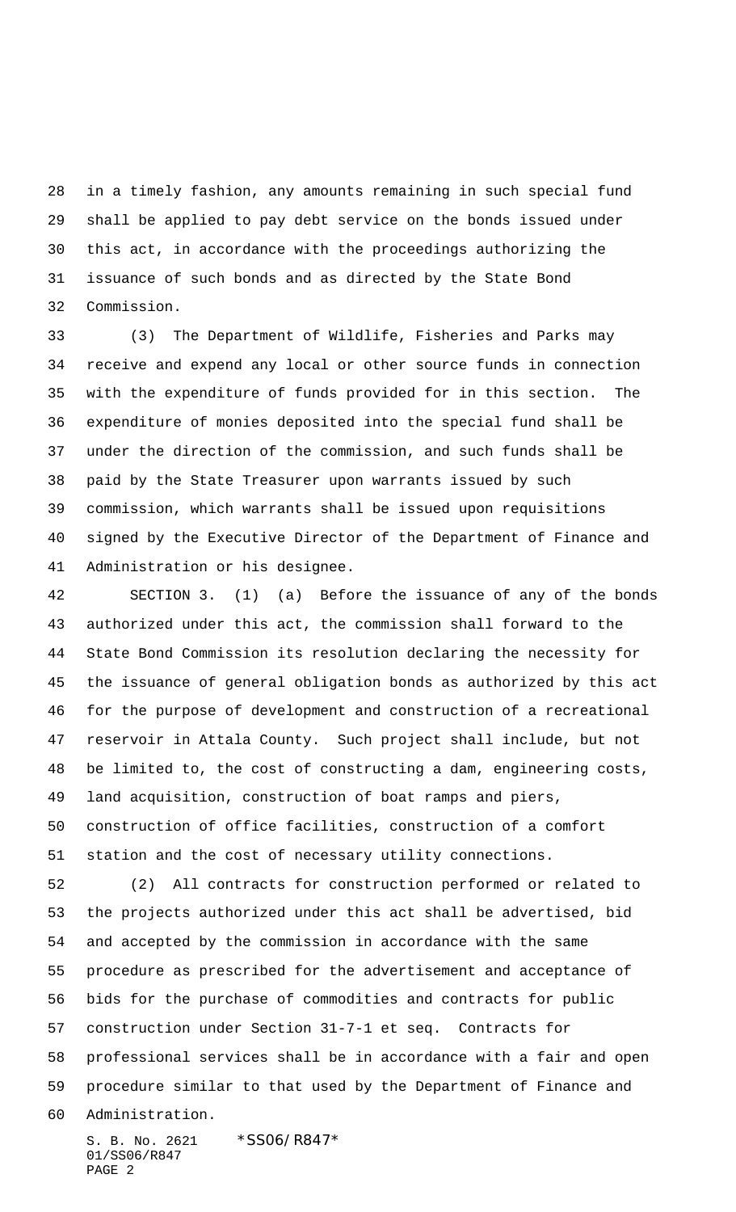in a timely fashion, any amounts remaining in such special fund shall be applied to pay debt service on the bonds issued under this act, in accordance with the proceedings authorizing the issuance of such bonds and as directed by the State Bond Commission.

(3) The Department of Wildlife, Fisheries and Parks may receive and expend any local or other source funds in connection with the expenditure of funds provided for in this section. The expenditure of monies deposited into the special fund shall be under the direction of the commission, and such funds shall be paid by the State Treasurer upon warrants issued by such commission, which warrants shall be issued upon requisitions signed by the Executive Director of the Department of Finance and Administration or his designee.

SECTION 3. (1) (a) Before the issuance of any of the bonds authorized under this act, the commission shall forward to the State Bond Commission its resolution declaring the necessity for the issuance of general obligation bonds as authorized by this act for the purpose of development and construction of a recreational reservoir in Attala County. Such project shall include, but not be limited to, the cost of constructing a dam, engineering costs, land acquisition, construction of boat ramps and piers, construction of office facilities, construction of a comfort station and the cost of necessary utility connections.

(2) All contracts for construction performed or related to the projects authorized under this act shall be advertised, bid and accepted by the commission in accordance with the same procedure as prescribed for the advertisement and acceptance of bids for the purchase of commodities and contracts for public construction under Section 31-7-1 et seq. Contracts for professional services shall be in accordance with a fair and open procedure similar to that used by the Department of Finance and Administration.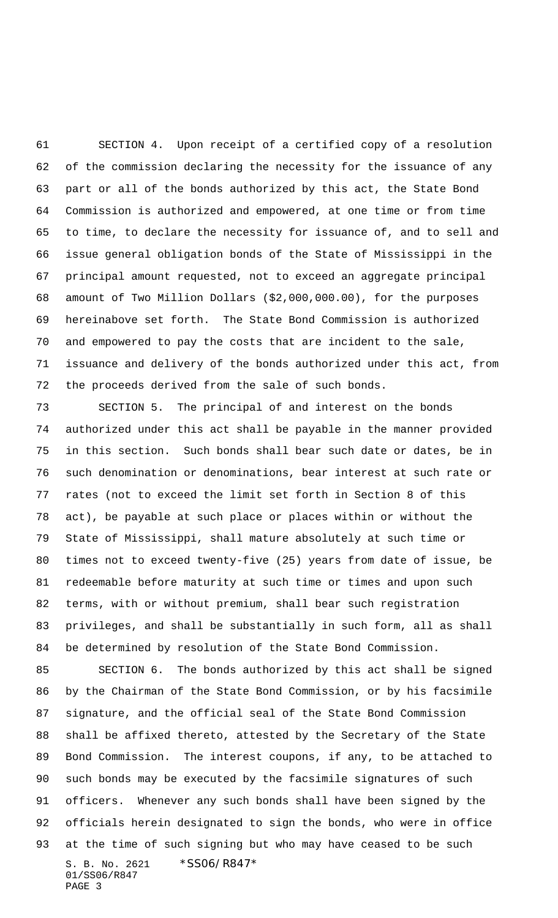SECTION 4. Upon receipt of a certified copy of a resolution of the commission declaring the necessity for the issuance of any part or all of the bonds authorized by this act, the State Bond Commission is authorized and empowered, at one time or from time to time, to declare the necessity for issuance of, and to sell and issue general obligation bonds of the State of Mississippi in the principal amount requested, not to exceed an aggregate principal amount of Two Million Dollars ($2,000,000.00), for the purposes hereinabove set forth. The State Bond Commission is authorized and empowered to pay the costs that are incident to the sale, issuance and delivery of the bonds authorized under this act, from the proceeds derived from the sale of such bonds.

SECTION 5. The principal of and interest on the bonds authorized under this act shall be payable in the manner provided in this section. Such bonds shall bear such date or dates, be in such denomination or denominations, bear interest at such rate or rates (not to exceed the limit set forth in Section 8 of this act), be payable at such place or places within or without the State of Mississippi, shall mature absolutely at such time or times not to exceed twenty-five (25) years from date of issue, be redeemable before maturity at such time or times and upon such terms, with or without premium, shall bear such registration privileges, and shall be substantially in such form, all as shall be determined by resolution of the State Bond Commission.

SECTION 6. The bonds authorized by this act shall be signed by the Chairman of the State Bond Commission, or by his facsimile signature, and the official seal of the State Bond Commission shall be affixed thereto, attested by the Secretary of the State Bond Commission. The interest coupons, if any, to be attached to such bonds may be executed by the facsimile signatures of such officers. Whenever any such bonds shall have been signed by the officials herein designated to sign the bonds, who were in office at the time of such signing but who may have ceased to be such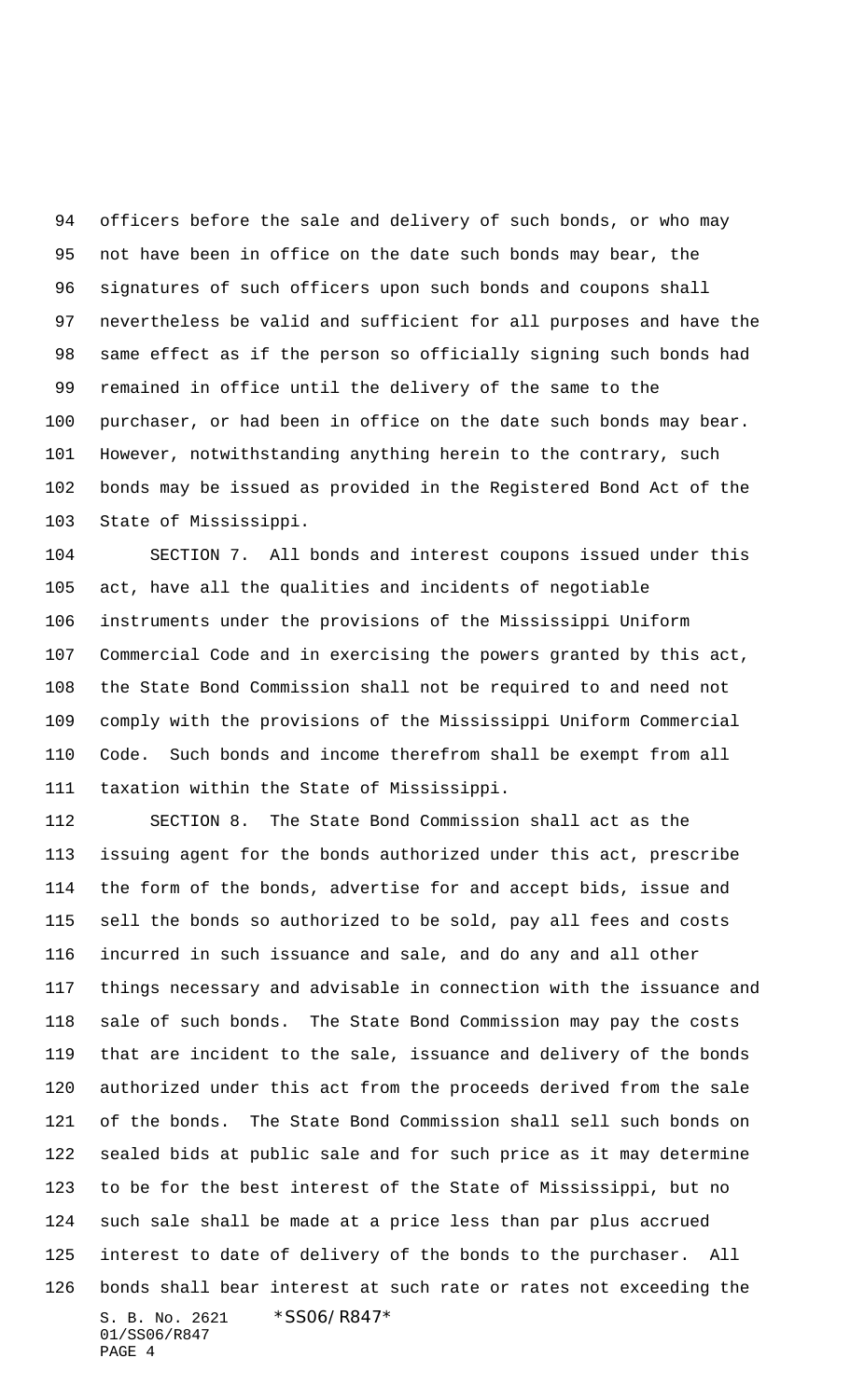officers before the sale and delivery of such bonds, or who may not have been in office on the date such bonds may bear, the signatures of such officers upon such bonds and coupons shall nevertheless be valid and sufficient for all purposes and have the same effect as if the person so officially signing such bonds had remained in office until the delivery of the same to the purchaser, or had been in office on the date such bonds may bear. However, notwithstanding anything herein to the contrary, such bonds may be issued as provided in the Registered Bond Act of the State of Mississippi.

SECTION 7. All bonds and interest coupons issued under this act, have all the qualities and incidents of negotiable instruments under the provisions of the Mississippi Uniform Commercial Code and in exercising the powers granted by this act, the State Bond Commission shall not be required to and need not comply with the provisions of the Mississippi Uniform Commercial Code. Such bonds and income therefrom shall be exempt from all taxation within the State of Mississippi.

SECTION 8. The State Bond Commission shall act as the issuing agent for the bonds authorized under this act, prescribe the form of the bonds, advertise for and accept bids, issue and sell the bonds so authorized to be sold, pay all fees and costs incurred in such issuance and sale, and do any and all other things necessary and advisable in connection with the issuance and sale of such bonds. The State Bond Commission may pay the costs that are incident to the sale, issuance and delivery of the bonds authorized under this act from the proceeds derived from the sale of the bonds. The State Bond Commission shall sell such bonds on sealed bids at public sale and for such price as it may determine to be for the best interest of the State of Mississippi, but no such sale shall be made at a price less than par plus accrued interest to date of delivery of the bonds to the purchaser. All bonds shall bear interest at such rate or rates not exceeding the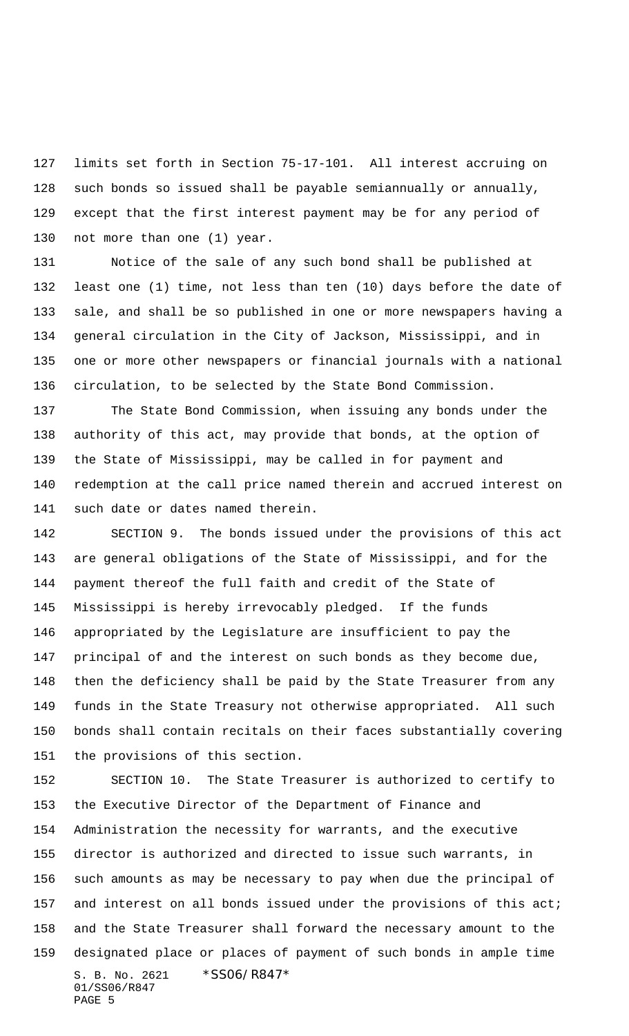limits set forth in Section 75-17-101. All interest accruing on such bonds so issued shall be payable semiannually or annually, except that the first interest payment may be for any period of not more than one (1) year.

Notice of the sale of any such bond shall be published at least one (1) time, not less than ten (10) days before the date of sale, and shall be so published in one or more newspapers having a general circulation in the City of Jackson, Mississippi, and in one or more other newspapers or financial journals with a national circulation, to be selected by the State Bond Commission.

The State Bond Commission, when issuing any bonds under the authority of this act, may provide that bonds, at the option of the State of Mississippi, may be called in for payment and redemption at the call price named therein and accrued interest on such date or dates named therein.

SECTION 9. The bonds issued under the provisions of this act are general obligations of the State of Mississippi, and for the payment thereof the full faith and credit of the State of Mississippi is hereby irrevocably pledged. If the funds appropriated by the Legislature are insufficient to pay the principal of and the interest on such bonds as they become due, then the deficiency shall be paid by the State Treasurer from any funds in the State Treasury not otherwise appropriated. All such bonds shall contain recitals on their faces substantially covering the provisions of this section.

SECTION 10. The State Treasurer is authorized to certify to the Executive Director of the Department of Finance and Administration the necessity for warrants, and the executive director is authorized and directed to issue such warrants, in such amounts as may be necessary to pay when due the principal of and interest on all bonds issued under the provisions of this act; and the State Treasurer shall forward the necessary amount to the designated place or places of payment of such bonds in ample time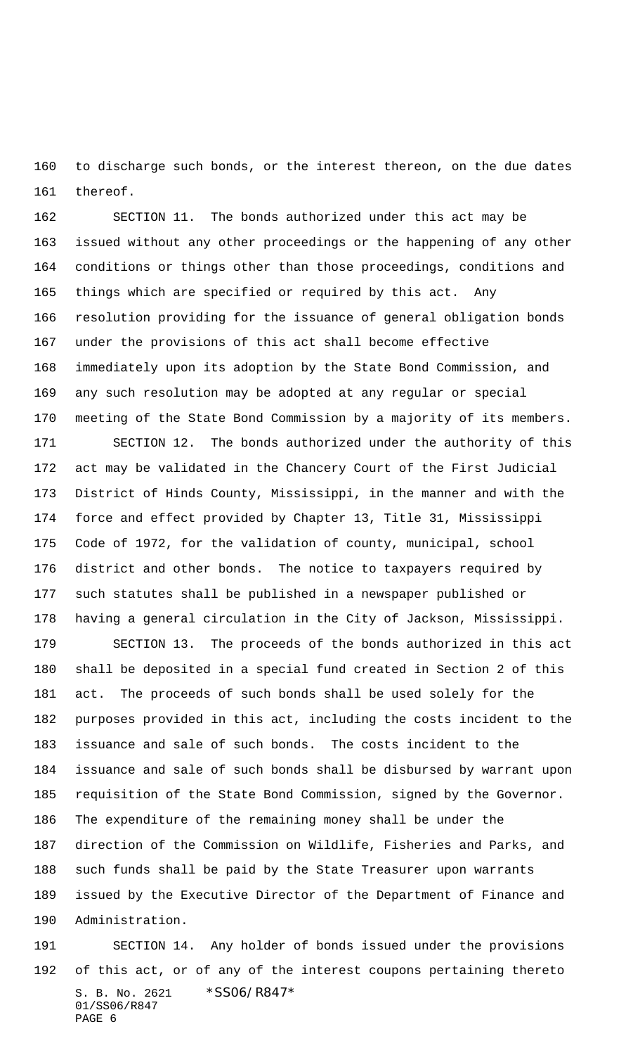to discharge such bonds, or the interest thereon, on the due dates thereof.

SECTION 11. The bonds authorized under this act may be issued without any other proceedings or the happening of any other conditions or things other than those proceedings, conditions and things which are specified or required by this act. Any resolution providing for the issuance of general obligation bonds under the provisions of this act shall become effective immediately upon its adoption by the State Bond Commission, and any such resolution may be adopted at any regular or special meeting of the State Bond Commission by a majority of its members.

SECTION 12. The bonds authorized under the authority of this act may be validated in the Chancery Court of the First Judicial District of Hinds County, Mississippi, in the manner and with the force and effect provided by Chapter 13, Title 31, Mississippi Code of 1972, for the validation of county, municipal, school district and other bonds. The notice to taxpayers required by such statutes shall be published in a newspaper published or having a general circulation in the City of Jackson, Mississippi.

SECTION 13. The proceeds of the bonds authorized in this act shall be deposited in a special fund created in Section 2 of this act. The proceeds of such bonds shall be used solely for the purposes provided in this act, including the costs incident to the issuance and sale of such bonds. The costs incident to the issuance and sale of such bonds shall be disbursed by warrant upon requisition of the State Bond Commission, signed by the Governor. The expenditure of the remaining money shall be under the direction of the Commission on Wildlife, Fisheries and Parks, and such funds shall be paid by the State Treasurer upon warrants issued by the Executive Director of the Department of Finance and Administration.

SECTION 14. Any holder of bonds issued under the provisions of this act, or of any of the interest coupons pertaining thereto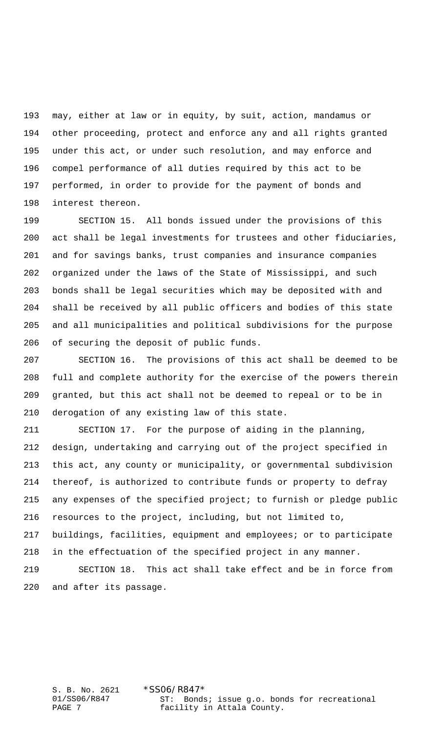may, either at law or in equity, by suit, action, mandamus or other proceeding, protect and enforce any and all rights granted under this act, or under such resolution, and may enforce and compel performance of all duties required by this act to be performed, in order to provide for the payment of bonds and interest thereon.

SECTION 15. All bonds issued under the provisions of this act shall be legal investments for trustees and other fiduciaries, and for savings banks, trust companies and insurance companies organized under the laws of the State of Mississippi, and such bonds shall be legal securities which may be deposited with and shall be received by all public officers and bodies of this state and all municipalities and political subdivisions for the purpose of securing the deposit of public funds.

SECTION 16. The provisions of this act shall be deemed to be full and complete authority for the exercise of the powers therein granted, but this act shall not be deemed to repeal or to be in derogation of any existing law of this state.

SECTION 17. For the purpose of aiding in the planning, design, undertaking and carrying out of the project specified in this act, any county or municipality, or governmental subdivision thereof, is authorized to contribute funds or property to defray any expenses of the specified project; to furnish or pledge public resources to the project, including, but not limited to, buildings, facilities, equipment and employees; or to participate in the effectuation of the specified project in any manner.

SECTION 18. This act shall take effect and be in force from and after its passage.